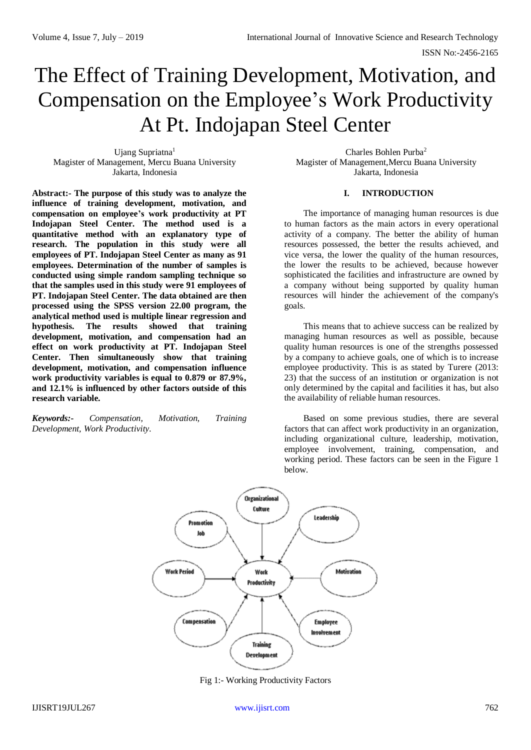# The Effect of Training Development, Motivation, and Compensation on the Employee's Work Productivity At Pt. Indojapan Steel Center

Ujang Supriatna[1]
Magister of Management, Mercu Buana University
Jakarta, Indonesia

Charles Bohlen Purba[2]
Magister of Management, Mercu Buana University
Jakarta, Indonesia

**Abstract:- The purpose of this study was to analyze the influence of training development, motivation, and compensation on employee's work productivity at PT Indojapan Steel Center. The method used is a quantitative method with an explanatory type of research. The population in this study were all employees of PT. Indojapan Steel Center as many as 91 employees. Determination of the number of samples is conducted using simple random sampling technique so that the samples used in this study were 91 employees of PT. Indojapan Steel Center. The data obtained are then processed using the SPSS version 22.00 program, the analytical method used is multiple linear regression and hypothesis. The results showed that training development, motivation, and compensation had an effect on work productivity at PT. Indojapan Steel Center. Then simultaneously show that training development, motivation, and compensation influence work productivity variables is equal to 0.879 or 87.9%, and 12.1% is influenced by other factors outside of this research variable.**

***Keywords:-*** *Compensation, Motivation, Training Development, Work Productivity.*

## I. INTRODUCTION

The importance of managing human resources is due to human factors as the main actors in every operational activity of a company. The better the ability of human resources possessed, the better the results achieved, and vice versa, the lower the quality of the human resources, the lower the results to be achieved, because however sophisticated the facilities and infrastructure are owned by a company without being supported by quality human resources will hinder the achievement of the company's goals.

This means that to achieve success can be realized by managing human resources as well as possible, because quality human resources is one of the strengths possessed by a company to achieve goals, one of which is to increase employee productivity. This is as stated by Turere (2013: 23) that the success of an institution or organization is not only determined by the capital and facilities it has, but also the availability of reliable human resources.

Based on some previous studies, there are several factors that can affect work productivity in an organization, including organizational culture, leadership, motivation, employee involvement, training, compensation, and working period. These factors can be seen in the Figure 1 below.

Fig 1:- Working Productivity Factors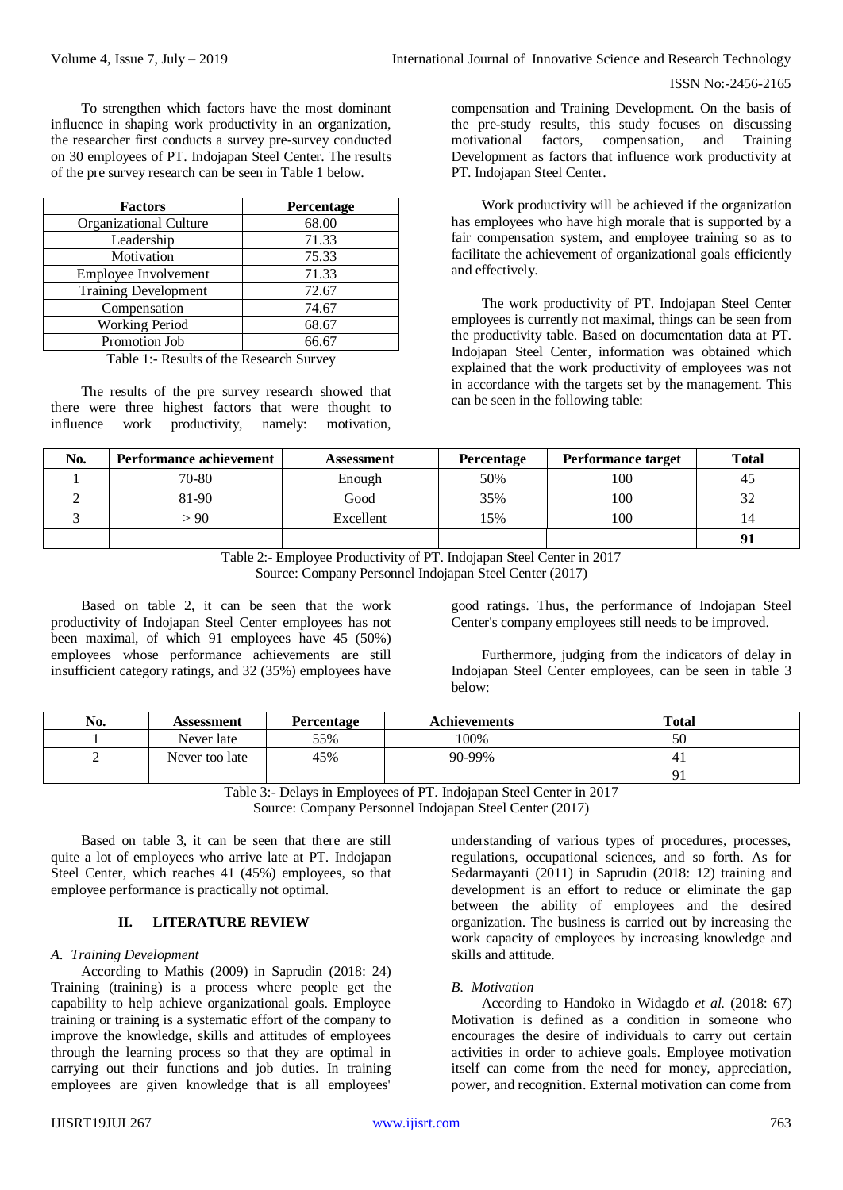To strengthen which factors have the most dominant influence in shaping work productivity in an organization, the researcher first conducts a survey pre-survey conducted on 30 employees of PT. Indojapan Steel Center. The results of the pre survey research can be seen in Table 1 below.

| Factors | Percentage |
|---|---|
| Organizational Culture | 68.00 |
| Leadership | 71.33 |
| Motivation | 75.33 |
| Employee Involvement | 71.33 |
| Training Development | 72.67 |
| Compensation | 74.67 |
| Working Period | 68.67 |
| Promotion Job | 66.67 |

Table 1:- Results of the Research Survey

The results of the pre survey research showed that there were three highest factors that were thought to influence work productivity, namely: motivation, compensation and Training Development. On the basis of the pre-study results, this study focuses on discussing motivational factors, compensation, and Training Development as factors that influence work productivity at PT. Indojapan Steel Center.

Work productivity will be achieved if the organization has employees who have high morale that is supported by a fair compensation system, and employee training so as to facilitate the achievement of organizational goals efficiently and effectively.

The work productivity of PT. Indojapan Steel Center employees is currently not maximal, things can be seen from the productivity table. Based on documentation data at PT. Indojapan Steel Center, information was obtained which explained that the work productivity of employees was not in accordance with the targets set by the management. This can be seen in the following table:

| No. | Performance achievement | Assessment | Percentage | Performance target | Total |
|---|---|---|---|---|---|
| 1 | 70-80 | Enough | 50% | 100 | 45 |
| 2 | 81-90 | Good | 35% | 100 | 32 |
| 3 | > 90 | Excellent | 15% | 100 | 14 |
| | | | | | **91** |

Table 2:- Employee Productivity of PT. Indojapan Steel Center in 2017
Source: Company Personnel Indojapan Steel Center (2017)

Based on table 2, it can be seen that the work productivity of Indojapan Steel Center employees has not been maximal, of which 91 employees have 45 (50%) employees whose performance achievements are still insufficient category ratings, and 32 (35%) employees have good ratings. Thus, the performance of Indojapan Steel Center's company employees still needs to be improved.

Furthermore, judging from the indicators of delay in Indojapan Steel Center employees, can be seen in table 3 below:

| No. | Assessment | Percentage | Achievements | Total |
|---|---|---|---|---|
| 1 | Never late | 55% | 100% | 50 |
| 2 | Never too late | 45% | 90-99% | 41 |
| | | | | 91 |

Table 3:- Delays in Employees of PT. Indojapan Steel Center in 2017
Source: Company Personnel Indojapan Steel Center (2017)

Based on table 3, it can be seen that there are still quite a lot of employees who arrive late at PT. Indojapan Steel Center, which reaches 41 (45%) employees, so that employee performance is practically not optimal.

## II. LITERATURE REVIEW

### *A. Training Development*

According to Mathis (2009) in Saprudin (2018: 24) Training (training) is a process where people get the capability to help achieve organizational goals. Employee training or training is a systematic effort of the company to improve the knowledge, skills and attitudes of employees through the learning process so that they are optimal in carrying out their functions and job duties. In training employees are given knowledge that is all employees' understanding of various types of procedures, processes, regulations, occupational sciences, and so forth. As for Sedarmayanti (2011) in Saprudin (2018: 12) training and development is an effort to reduce or eliminate the gap between the ability of employees and the desired organization. The business is carried out by increasing the work capacity of employees by increasing knowledge and skills and attitude.

### *B. Motivation*

According to Handoko in Widagdo *et al.* (2018: 67) Motivation is defined as a condition in someone who encourages the desire of individuals to carry out certain activities in order to achieve goals. Employee motivation itself can come from the need for money, appreciation, power, and recognition. External motivation can come from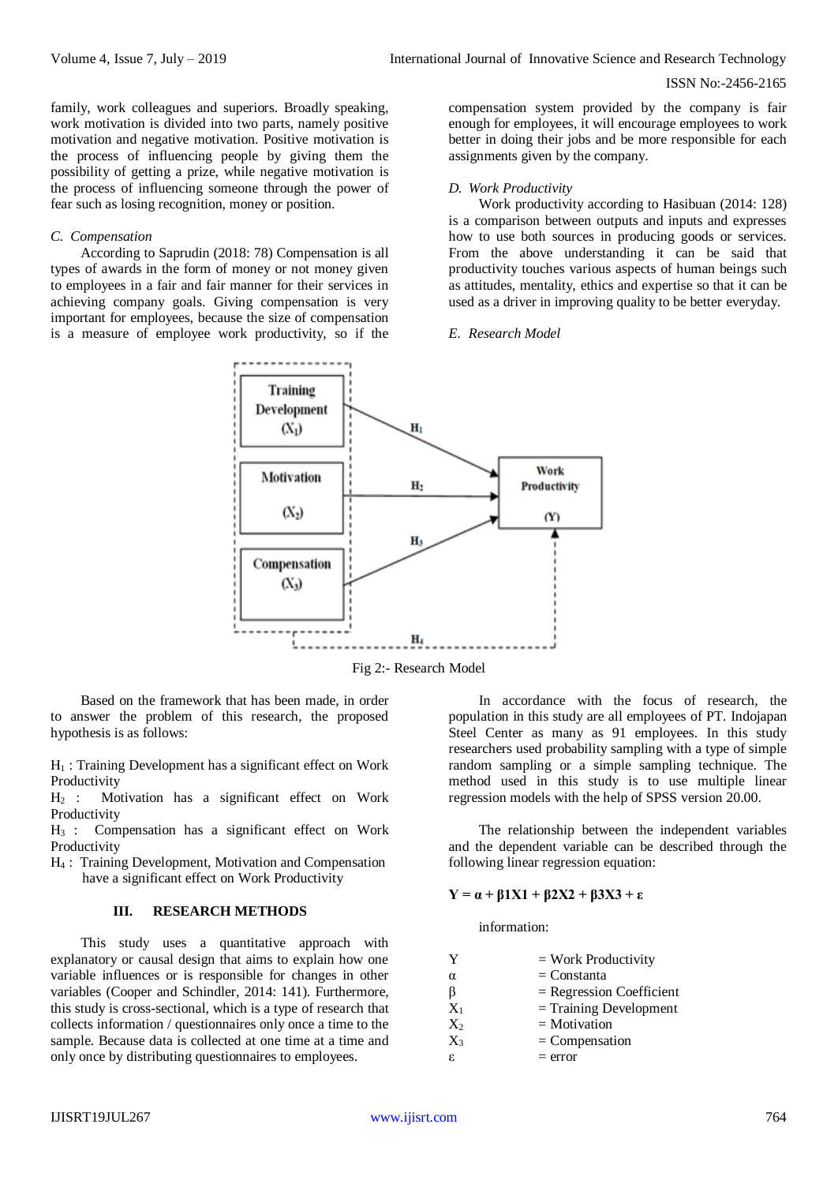family, work colleagues and superiors. Broadly speaking, work motivation is divided into two parts, namely positive motivation and negative motivation. Positive motivation is the process of influencing people by giving them the possibility of getting a prize, while negative motivation is the process of influencing someone through the power of fear such as losing recognition, money or position.

### *C. Compensation*

According to Saprudin (2018: 78) Compensation is all types of awards in the form of money or not money given to employees in a fair and fair manner for their services in achieving company goals. Giving compensation is very important for employees, because the size of compensation is a measure of employee work productivity, so if the compensation system provided by the company is fair enough for employees, it will encourage employees to work better in doing their jobs and be more responsible for each assignments given by the company.

### *D. Work Productivity*

Work productivity according to Hasibuan (2014: 128) is a comparison between outputs and inputs and expresses how to use both sources in producing goods or services. From the above understanding it can be said that productivity touches various aspects of human beings such as attitudes, mentality, ethics and expertise so that it can be used as a driver in improving quality to be better everyday.

### *E. Research Model*

Fig 2:- Research Model

Based on the framework that has been made, in order to answer the problem of this research, the proposed hypothesis is as follows:

- $H_1$ : Training Development has a significant effect on Work Productivity
- $H_2$ : Motivation has a significant effect on Work Productivity
- $H_3$ : Compensation has a significant effect on Work Productivity
- $H_4$ : Training Development, Motivation and Compensation have a significant effect on Work Productivity

## III. RESEARCH METHODS

This study uses a quantitative approach with explanatory or causal design that aims to explain how one variable influences or is responsible for changes in other variables (Cooper and Schindler, 2014: 141). Furthermore, this study is cross-sectional, which is a type of research that collects information / questionnaires only once a time to the sample. Because data is collected at one time at a time and only once by distributing questionnaires to employees.

In accordance with the focus of research, the population in this study are all employees of PT. Indojapan Steel Center as many as 91 employees. In this study researchers used probability sampling with a type of simple random sampling or a simple sampling technique. The method used in this study is to use multiple linear regression models with the help of SPSS version 20.00.

The relationship between the independent variables and the dependent variable can be described through the following linear regression equation:

$$Y = \alpha + \beta 1X1 + \beta 2X2 + \beta 3X3 + \varepsilon$$

information:

| | |
|---|---|
| Y | = Work Productivity |
| $\alpha$ | = Constanta |
| $\beta$ | = Regression Coefficient |
| $X_1$ | = Training Development |
| $X_2$ | = Motivation |
| $X_3$ | = Compensation |
| $\varepsilon$ | = error |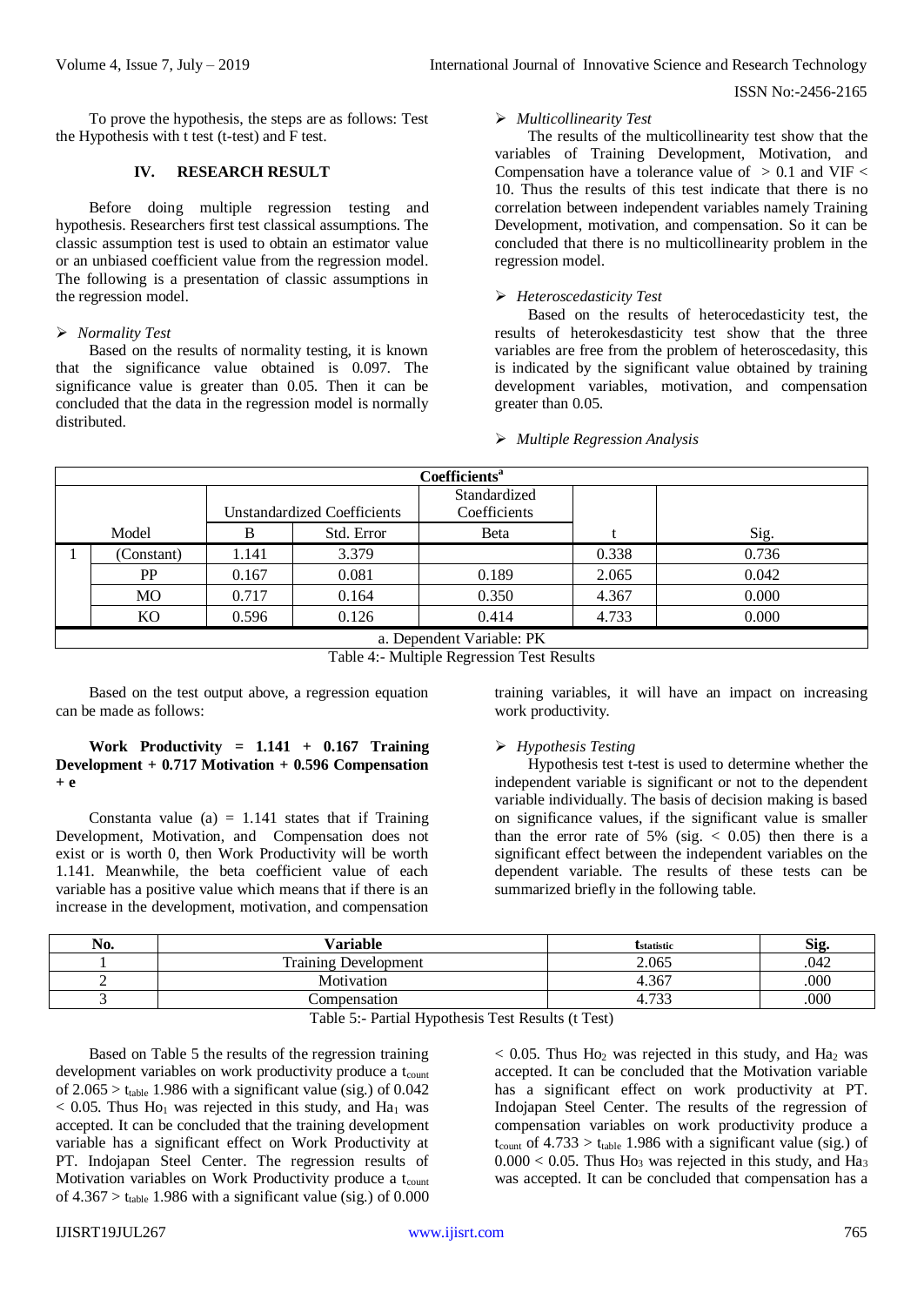To prove the hypothesis, the steps are as follows: Test the Hypothesis with t test (t-test) and F test.

## IV. RESEARCH RESULT

Before doing multiple regression testing and hypothesis. Researchers first test classical assumptions. The classic assumption test is used to obtain an estimator value or an unbiased coefficient value from the regression model. The following is a presentation of classic assumptions in the regression model.

- *Normality Test*

Based on the results of normality testing, it is known that the significance value obtained is 0.097. The significance value is greater than 0.05. Then it can be concluded that the data in the regression model is normally distributed.

- *Multicollinearity Test*

The results of the multicollinearity test show that the variables of Training Development, Motivation, and Compensation have a tolerance value of > 0.1 and VIF < 10. Thus the results of this test indicate that there is no correlation between independent variables namely Training Development, motivation, and compensation. So it can be concluded that there is no multicollinearity problem in the regression model.

- *Heteroscedasticity Test*

Based on the results of heterocedasticity test, the results of heterokesdasticity test show that the three variables are free from the problem of heteroscedasity, this is indicated by the significant value obtained by training development variables, motivation, and compensation greater than 0.05.

- *Multiple Regression Analysis*

| Model | | Unstandardized Coefficients | | Standardized Coefficients | t | Sig. |
|---|---|---|---|---|---|---|
| | | B | Std. Error | Beta | | |
| 1 | (Constant) | 1.141 | 3.379 | | 0.338 | 0.736 |
| | PP | 0.167 | 0.081 | 0.189 | 2.065 | 0.042 |
| | MO | 0.717 | 0.164 | 0.350 | 4.367 | 0.000 |
| | KO | 0.596 | 0.126 | 0.414 | 4.733 | 0.000 |

Coefficients[a]

a. Dependent Variable: PK

Table 4:- Multiple Regression Test Results

Based on the test output above, a regression equation can be made as follows:

**Work Productivity = 1.141 + 0.167 Training Development + 0.717 Motivation + 0.596 Compensation + e**

Constanta value (a) = 1.141 states that if Training Development, Motivation, and Compensation does not exist or is worth 0, then Work Productivity will be worth 1.141. Meanwhile, the beta coefficient value of each variable has a positive value which means that if there is an increase in the development, motivation, and compensation training variables, it will have an impact on increasing work productivity.

- *Hypothesis Testing*

Hypothesis test t-test is used to determine whether the independent variable is significant or not to the dependent variable individually. The basis of decision making is based on significance values, if the significant value is smaller than the error rate of 5% (sig. < 0.05) then there is a significant effect between the independent variables on the dependent variable. The results of these tests can be summarized briefly in the following table.

| No. | Variable | $t_{statistic}$ | Sig. |
|---|---|---|---|
| 1 | Training Development | 2.065 | .042 |
| 2 | Motivation | 4.367 | .000 |
| 3 | Compensation | 4.733 | .000 |

Table 5:- Partial Hypothesis Test Results (t Test)

Based on Table 5 the results of the regression training development variables on work productivity produce a $t_{count}$ of 2.065 > $t_{table}$ 1.986 with a significant value (sig.) of 0.042 < 0.05. Thus $Ho_1$ was rejected in this study, and $Ha_1$ was accepted. It can be concluded that the training development variable has a significant effect on Work Productivity at PT. Indojapan Steel Center. The regression results of Motivation variables on Work Productivity produce a $t_{count}$ of 4.367 > $t_{table}$ 1.986 with a significant value (sig.) of 0.000 < 0.05. Thus $Ho_2$ was rejected in this study, and $Ha_2$ was accepted. It can be concluded that the Motivation variable has a significant effect on work productivity at PT. Indojapan Steel Center. The results of the regression of compensation variables on work productivity produce a $t_{count}$ of 4.733 > $t_{table}$ 1.986 with a significant value (sig.) of 0.000 < 0.05. Thus $Ho_3$ was rejected in this study, and $Ha_3$ was accepted. It can be concluded that compensation has a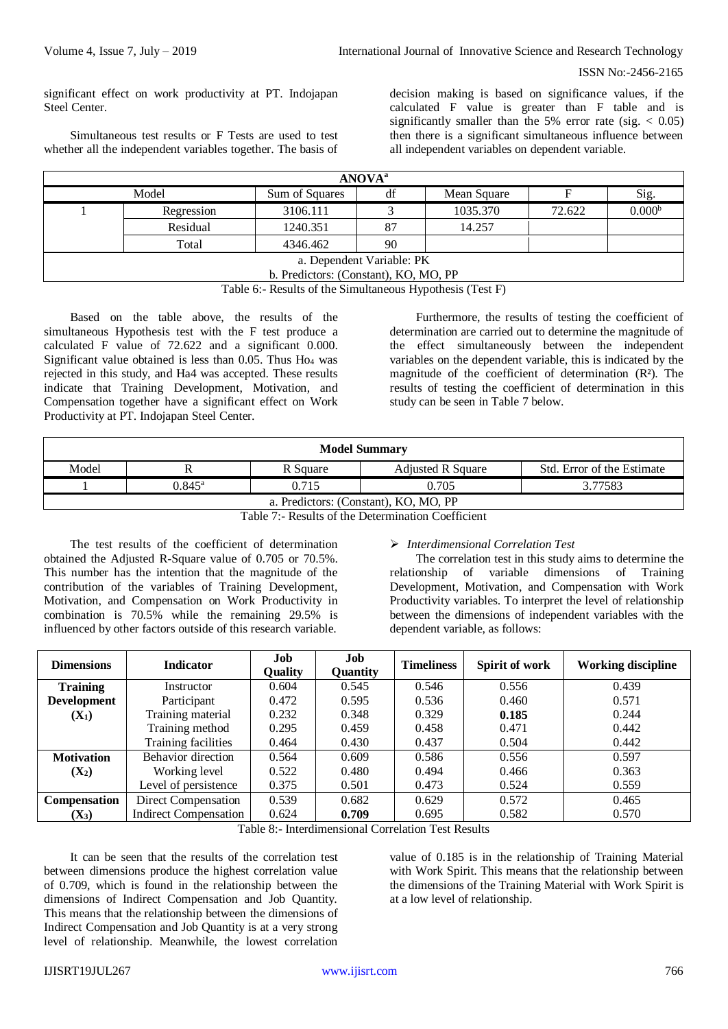significant effect on work productivity at PT. Indojapan Steel Center.

Simultaneous test results or F Tests are used to test whether all the independent variables together. The basis of decision making is based on significance values, if the calculated F value is greater than F table and is significantly smaller than the 5% error rate (sig. < 0.05) then there is a significant simultaneous influence between all independent variables on dependent variable.

| ANOVA[a] | | | | | | |
|---|---|---|---|---|---|---|
| Model | | Sum of Squares | df | Mean Square | F | Sig. |
| 1 | Regression | 3106.111 | 3 | 1035.370 | 72.622 | 0.000[b] |
| | Residual | 1240.351 | 87 | 14.257 | | |
| | Total | 4346.462 | 90 | | | |
| a. Dependent Variable: PK | | | | | | |
| b. Predictors: (Constant), KO, MO, PP | | | | | | |

Table 6:- Results of the Simultaneous Hypothesis (Test F)

Based on the table above, the results of the simultaneous Hypothesis test with the F test produce a calculated F value of 72.622 and a significant 0.000. Significant value obtained is less than 0.05. Thus $Ho_4$ was rejected in this study, and Ha4 was accepted. These results indicate that Training Development, Motivation, and Compensation together have a significant effect on Work Productivity at PT. Indojapan Steel Center.

Furthermore, the results of testing the coefficient of determination are carried out to determine the magnitude of the effect simultaneously between the independent variables on the dependent variable, this is indicated by the magnitude of the coefficient of determination ($R^2$). The results of testing the coefficient of determination in this study can be seen in Table 7 below.

| Model Summary | | | | |
|---|---|---|---|---|
| Model | R | R Square | Adjusted R Square | Std. Error of the Estimate |
| 1 | 0.845[a] | 0.715 | 0.705 | 3.77583 |
| a. Predictors: (Constant), KO, MO, PP | | | | |

Table 7:- Results of the Determination Coefficient

The test results of the coefficient of determination obtained the Adjusted R-Square value of 0.705 or 70.5%. This number has the intention that the magnitude of the contribution of the variables of Training Development, Motivation, and Compensation on Work Productivity in combination is 70.5% while the remaining 29.5% is influenced by other factors outside of this research variable.

- *Interdimensional Correlation Test*

The correlation test in this study aims to determine the relationship of variable dimensions of Training Development, Motivation, and Compensation with Work Productivity variables. To interpret the level of relationship between the dimensions of independent variables with the dependent variable, as follows:

| Dimensions | Indicator | Job Quality | Job Quantity | Timeliness | Spirit of work | Working discipline |
|---|---|---|---|---|---|---|
| **Training Development ($X_1$)** | Instructor | 0.604 | 0.545 | 0.546 | 0.556 | 0.439 |
| | Participant | 0.472 | 0.595 | 0.536 | 0.460 | 0.571 |
| | Training material | 0.232 | 0.348 | 0.329 | **0.185** | 0.244 |
| | Training method | 0.295 | 0.459 | 0.458 | 0.471 | 0.442 |
| | Training facilities | 0.464 | 0.430 | 0.437 | 0.504 | 0.442 |
| **Motivation ($X_2$)** | Behavior direction | 0.564 | 0.609 | 0.586 | 0.556 | 0.597 |
| | Working level | 0.522 | 0.480 | 0.494 | 0.466 | 0.363 |
| | Level of persistence | 0.375 | 0.501 | 0.473 | 0.524 | 0.559 |
| **Compensation ($X_3$)** | Direct Compensation | 0.539 | 0.682 | 0.629 | 0.572 | 0.465 |
| | Indirect Compensation | 0.624 | **0.709** | 0.695 | 0.582 | 0.570 |

Table 8:- Interdimensional Correlation Test Results

It can be seen that the results of the correlation test between dimensions produce the highest correlation value of 0.709, which is found in the relationship between the dimensions of Indirect Compensation and Job Quantity. This means that the relationship between the dimensions of Indirect Compensation and Job Quantity is at a very strong level of relationship. Meanwhile, the lowest correlation value of 0.185 is in the relationship of Training Material with Work Spirit. This means that the relationship between the dimensions of the Training Material with Work Spirit is at a low level of relationship.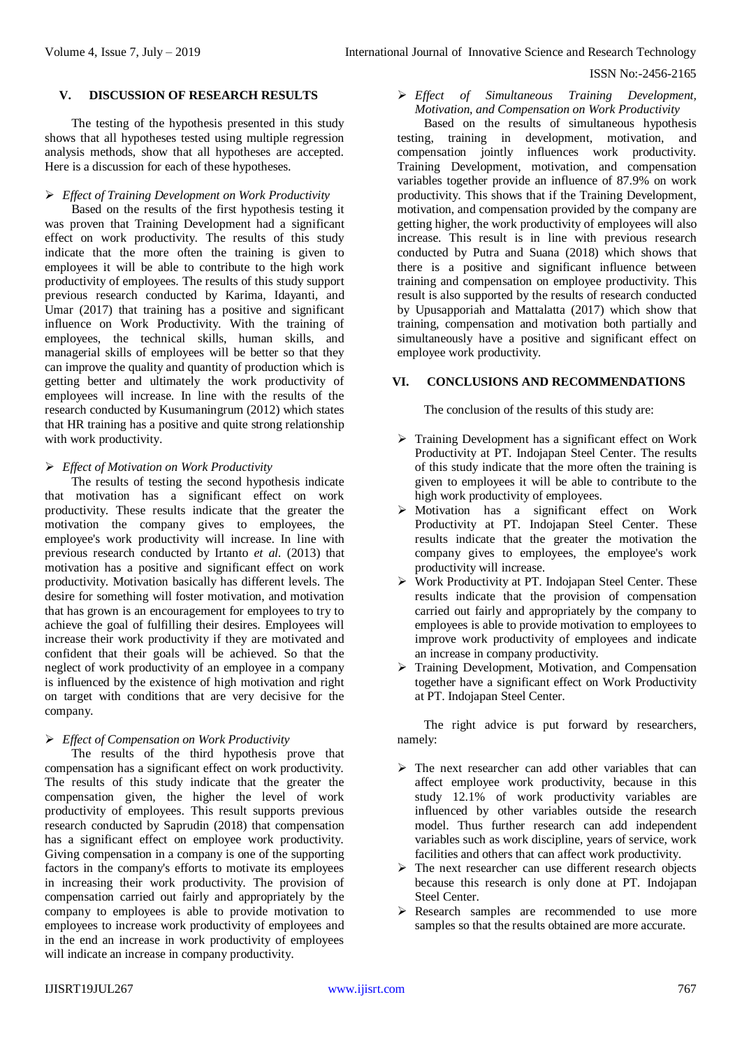## V. DISCUSSION OF RESEARCH RESULTS

The testing of the hypothesis presented in this study shows that all hypotheses tested using multiple regression analysis methods, show that all hypotheses are accepted. Here is a discussion for each of these hypotheses.

➢ *Effect of Training Development on Work Productivity*

Based on the results of the first hypothesis testing it was proven that Training Development had a significant effect on work productivity. The results of this study indicate that the more often the training is given to employees it will be able to contribute to the high work productivity of employees. The results of this study support previous research conducted by Karima, Idayanti, and Umar (2017) that training has a positive and significant influence on Work Productivity. With the training of employees, the technical skills, human skills, and managerial skills of employees will be better so that they can improve the quality and quantity of production which is getting better and ultimately the work productivity of employees will increase. In line with the results of the research conducted by Kusumaningrum (2012) which states that HR training has a positive and quite strong relationship with work productivity.

➢ *Effect of Motivation on Work Productivity*

The results of testing the second hypothesis indicate that motivation has a significant effect on work productivity. These results indicate that the greater the motivation the company gives to employees, the employee's work productivity will increase. In line with previous research conducted by Irtanto *et al.* (2013) that motivation has a positive and significant effect on work productivity. Motivation basically has different levels. The desire for something will foster motivation, and motivation that has grown is an encouragement for employees to try to achieve the goal of fulfilling their desires. Employees will increase their work productivity if they are motivated and confident that their goals will be achieved. So that the neglect of work productivity of an employee in a company is influenced by the existence of high motivation and right on target with conditions that are very decisive for the company.

➢ *Effect of Compensation on Work Productivity*

The results of the third hypothesis prove that compensation has a significant effect on work productivity. The results of this study indicate that the greater the compensation given, the higher the level of work productivity of employees. This result supports previous research conducted by Saprudin (2018) that compensation has a significant effect on employee work productivity. Giving compensation in a company is one of the supporting factors in the company's efforts to motivate its employees in increasing their work productivity. The provision of compensation carried out fairly and appropriately by the company to employees is able to provide motivation to employees to increase work productivity of employees and in the end an increase in work productivity of employees will indicate an increase in company productivity.

➢ *Effect of Simultaneous Training Development, Motivation, and Compensation on Work Productivity*

Based on the results of simultaneous hypothesis testing, training in development, motivation, and compensation jointly influences work productivity. Training Development, motivation, and compensation variables together provide an influence of 87.9% on work productivity. This shows that if the Training Development, motivation, and compensation provided by the company are getting higher, the work productivity of employees will also increase. This result is in line with previous research conducted by Putra and Suana (2018) which shows that there is a positive and significant influence between training and compensation on employee productivity. This result is also supported by the results of research conducted by Upusapporiah and Mattalatta (2017) which show that training, compensation and motivation both partially and simultaneously have a positive and significant effect on employee work productivity.

## VI. CONCLUSIONS AND RECOMMENDATIONS

The conclusion of the results of this study are:

- Training Development has a significant effect on Work Productivity at PT. Indojapan Steel Center. The results of this study indicate that the more often the training is given to employees it will be able to contribute to the high work productivity of employees.
- Motivation has a significant effect on Work Productivity at PT. Indojapan Steel Center. These results indicate that the greater the motivation the company gives to employees, the employee's work productivity will increase.
- Work Productivity at PT. Indojapan Steel Center. These results indicate that the provision of compensation carried out fairly and appropriately by the company to employees is able to provide motivation to employees to improve work productivity of employees and indicate an increase in company productivity.
- Training Development, Motivation, and Compensation together have a significant effect on Work Productivity at PT. Indojapan Steel Center.

The right advice is put forward by researchers, namely:

- The next researcher can add other variables that can affect employee work productivity, because in this study 12.1% of work productivity variables are influenced by other variables outside the research model. Thus further research can add independent variables such as work discipline, years of service, work facilities and others that can affect work productivity.
- The next researcher can use different research objects because this research is only done at PT. Indojapan Steel Center.
- Research samples are recommended to use more samples so that the results obtained are more accurate.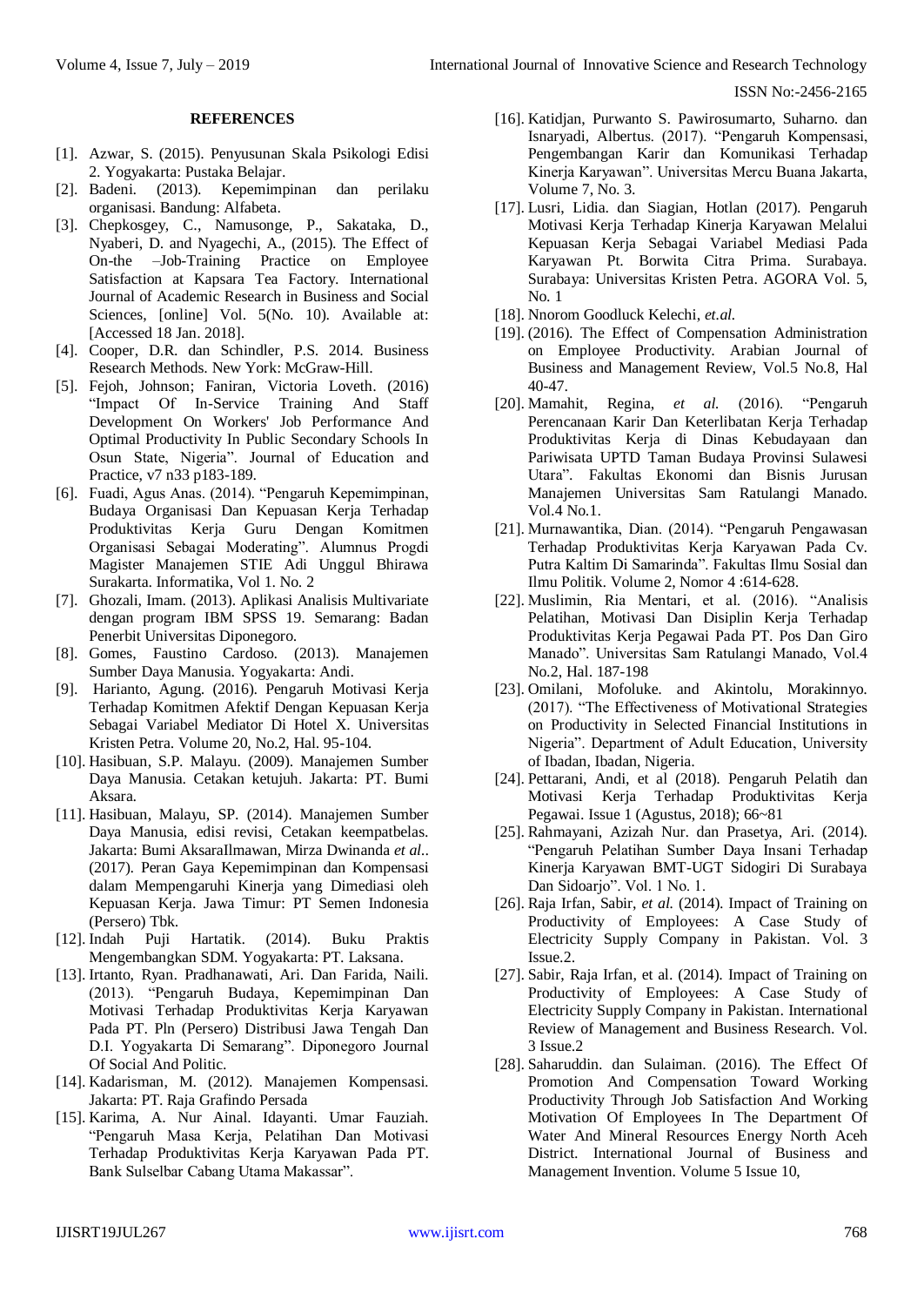## REFERENCES

[1]. Azwar, S. (2015). Penyusunan Skala Psikologi Edisi 2. Yogyakarta: Pustaka Belajar.

[2]. Badeni. (2013). Kepemimpinan dan perilaku organisasi. Bandung: Alfabeta.

[3]. Chepkosgey, C., Namusonge, P., Sakataka, D., Nyaberi, D. and Nyagechi, A., (2015). The Effect of On-the –Job-Training Practice on Employee Satisfaction at Kapsara Tea Factory. International Journal of Academic Research in Business and Social Sciences, [online] Vol. 5(No. 10). Available at: [Accessed 18 Jan. 2018].

[4]. Cooper, D.R. dan Schindler, P.S. 2014. Business Research Methods. New York: McGraw-Hill.

[5]. Fejoh, Johnson; Faniran, Victoria Loveth. (2016) "Impact Of In-Service Training And Staff Development On Workers' Job Performance And Optimal Productivity In Public Secondary Schools In Osun State, Nigeria". Journal of Education and Practice, v7 n33 p183-189.

[6]. Fuadi, Agus Anas. (2014). "Pengaruh Kepemimpinan, Budaya Organisasi Dan Kepuasan Kerja Terhadap Produktivitas Kerja Guru Dengan Komitmen Organisasi Sebagai Moderating". Alumnus Progdi Magister Manajemen STIE Adi Unggul Bhirawa Surakarta. Informatika, Vol 1. No. 2

[7]. Ghozali, Imam. (2013). Aplikasi Analisis Multivariate dengan program IBM SPSS 19. Semarang: Badan Penerbit Universitas Diponegoro.

[8]. Gomes, Faustino Cardoso. (2013). Manajemen Sumber Daya Manusia. Yogyakarta: Andi.

[9]. Harianto, Agung. (2016). Pengaruh Motivasi Kerja Terhadap Komitmen Afektif Dengan Kepuasan Kerja Sebagai Variabel Mediator Di Hotel X. Universitas Kristen Petra. Volume 20, No.2, Hal. 95-104.

[10]. Hasibuan, S.P. Malayu. (2009). Manajemen Sumber Daya Manusia. Cetakan ketujuh. Jakarta: PT. Bumi Aksara.

[11]. Hasibuan, Malayu, SP. (2014). Manajemen Sumber Daya Manusia, edisi revisi, Cetakan keempatbelas. Jakarta: Bumi AksaraIlmawan, Mirza Dwinanda *et al.*. (2017). Peran Gaya Kepemimpinan dan Kompensasi dalam Mempengaruhi Kinerja yang Dimediasi oleh Kepuasan Kerja. Jawa Timur: PT Semen Indonesia (Persero) Tbk.

[12]. Indah Puji Hartatik. (2014). Buku Praktis Mengembangkan SDM. Yogyakarta: PT. Laksana.

[13]. Irtanto, Ryan. Pradhanawati, Ari. Dan Farida, Naili. (2013). "Pengaruh Budaya, Kepemimpinan Dan Motivasi Terhadap Produktivitas Kerja Karyawan Pada PT. Pln (Persero) Distribusi Jawa Tengah Dan D.I. Yogyakarta Di Semarang". Diponegoro Journal Of Social And Politic.

[14]. Kadarisman, M. (2012). Manajemen Kompensasi. Jakarta: PT. Raja Grafindo Persada

[15]. Karima, A. Nur Ainal. Idayanti. Umar Fauziah. "Pengaruh Masa Kerja, Pelatihan Dan Motivasi Terhadap Produktivitas Kerja Karyawan Pada PT. Bank Sulselbar Cabang Utama Makassar".

[16]. Katidjan, Purwanto S. Pawirosumarto, Suharno. dan Isnaryadi, Albertus. (2017). "Pengaruh Kompensasi, Pengembangan Karir dan Komunikasi Terhadap Kinerja Karyawan". Universitas Mercu Buana Jakarta, Volume 7, No. 3.

[17]. Lusri, Lidia. dan Siagian, Hotlan (2017). Pengaruh Motivasi Kerja Terhadap Kinerja Karyawan Melalui Kepuasan Kerja Sebagai Variabel Mediasi Pada Karyawan Pt. Borwita Citra Prima. Surabaya. Surabaya: Universitas Kristen Petra. AGORA Vol. 5, No. 1

[18]. Nnorom Goodluck Kelechi, *et.al.*

[19]. (2016). The Effect of Compensation Administration on Employee Productivity. Arabian Journal of Business and Management Review, Vol.5 No.8, Hal 40-47.

[20]. Mamahit, Regina, *et al.* (2016). "Pengaruh Perencanaan Karir Dan Keterlibatan Kerja Terhadap Produktivitas Kerja di Dinas Kebudayaan dan Pariwisata UPTD Taman Budaya Provinsi Sulawesi Utara". Fakultas Ekonomi dan Bisnis Jurusan Manajemen Universitas Sam Ratulangi Manado. Vol.4 No.1.

[21]. Murnawantika, Dian. (2014). "Pengaruh Pengawasan Terhadap Produktivitas Kerja Karyawan Pada Cv. Putra Kaltim Di Samarinda". Fakultas Ilmu Sosial dan Ilmu Politik. Volume 2, Nomor 4 :614-628.

[22]. Muslimin, Ria Mentari, et al. (2016). "Analisis Pelatihan, Motivasi Dan Disiplin Kerja Terhadap Produktivitas Kerja Pegawai Pada PT. Pos Dan Giro Manado". Universitas Sam Ratulangi Manado, Vol.4 No.2, Hal. 187-198

[23]. Omilani, Mofoluke. and Akintolu, Morakinnyo. (2017). "The Effectiveness of Motivational Strategies on Productivity in Selected Financial Institutions in Nigeria". Department of Adult Education, University of Ibadan, Ibadan, Nigeria.

[24]. Pettarani, Andi, et al (2018). Pengaruh Pelatih dan Motivasi Kerja Terhadap Produktivitas Kerja Pegawai. Issue 1 (Agustus, 2018); 66~81

[25]. Rahmayani, Azizah Nur. dan Prasetya, Ari. (2014). "Pengaruh Pelatihan Sumber Daya Insani Terhadap Kinerja Karyawan BMT-UGT Sidogiri Di Surabaya Dan Sidoarjo". Vol. 1 No. 1.

[26]. Raja Irfan, Sabir, *et al.* (2014). Impact of Training on Productivity of Employees: A Case Study of Electricity Supply Company in Pakistan. Vol. 3 Issue.2.

[27]. Sabir, Raja Irfan, et al. (2014). Impact of Training on Productivity of Employees: A Case Study of Electricity Supply Company in Pakistan. International Review of Management and Business Research. Vol. 3 Issue.2

[28]. Saharuddin. dan Sulaiman. (2016). The Effect Of Promotion And Compensation Toward Working Productivity Through Job Satisfaction And Working Motivation Of Employees In The Department Of Water And Mineral Resources Energy North Aceh District. International Journal of Business and Management Invention. Volume 5 Issue 10,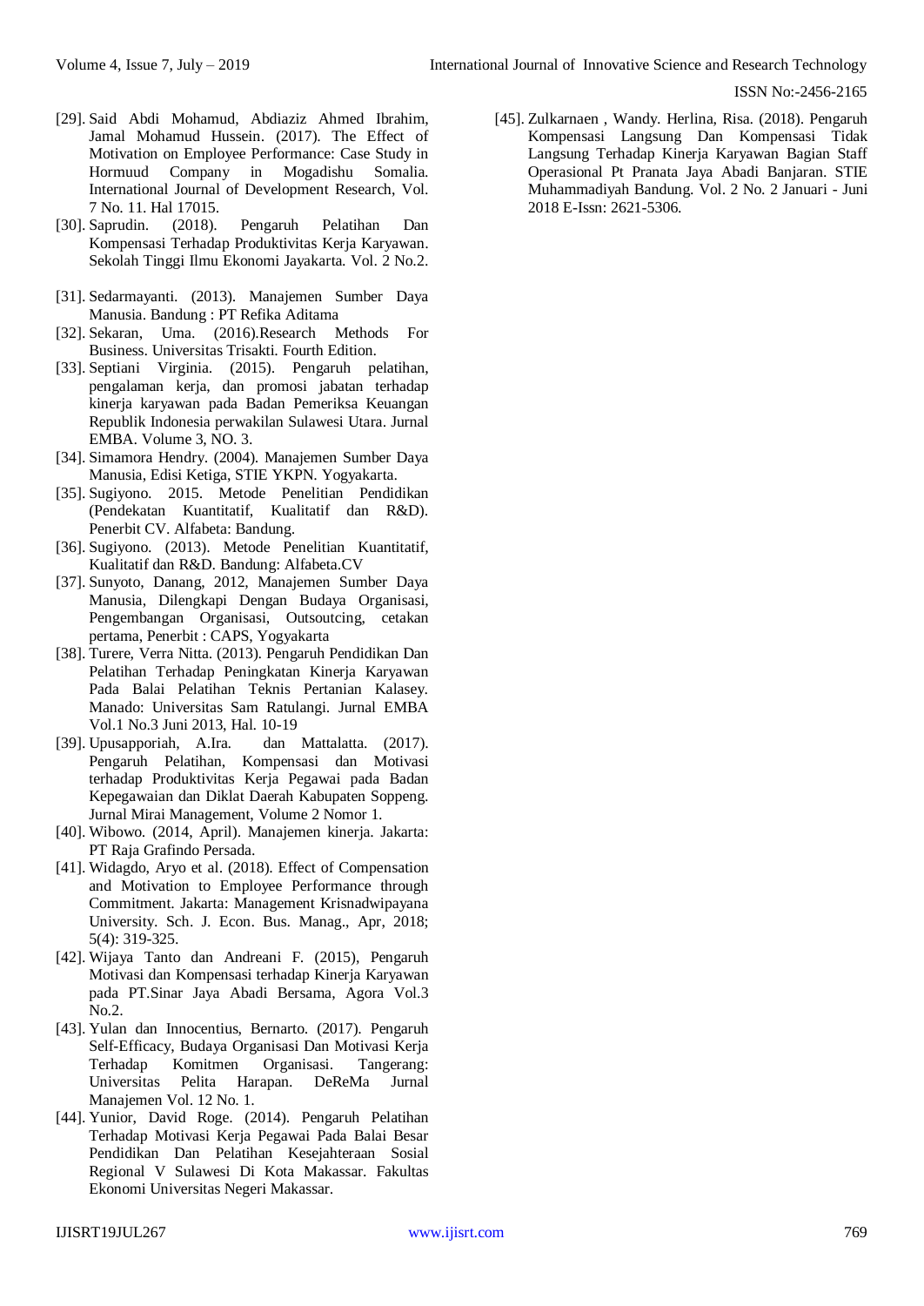[29]. Said Abdi Mohamud, Abdiaziz Ahmed Ibrahim, Jamal Mohamud Hussein. (2017). The Effect of Motivation on Employee Performance: Case Study in Hormuud Company in Mogadishu Somalia. International Journal of Development Research, Vol. 7 No. 11. Hal 17015.

[30]. Saprudin. (2018). Pengaruh Pelatihan Dan Kompensasi Terhadap Produktivitas Kerja Karyawan. Sekolah Tinggi Ilmu Ekonomi Jayakarta. Vol. 2 No.2.

[31]. Sedarmayanti. (2013). Manajemen Sumber Daya Manusia. Bandung : PT Refika Aditama

[32]. Sekaran, Uma. (2016).Research Methods For Business. Universitas Trisakti. Fourth Edition.

[33]. Septiani Virginia. (2015). Pengaruh pelatihan, pengalaman kerja, dan promosi jabatan terhadap kinerja karyawan pada Badan Pemeriksa Keuangan Republik Indonesia perwakilan Sulawesi Utara. Jurnal EMBA. Volume 3, NO. 3.

[34]. Simamora Hendry. (2004). Manajemen Sumber Daya Manusia, Edisi Ketiga, STIE YKPN. Yogyakarta.

[35]. Sugiyono. 2015. Metode Penelitian Pendidikan (Pendekatan Kuantitatif, Kualitatif dan R&D). Penerbit CV. Alfabeta: Bandung.

[36]. Sugiyono. (2013). Metode Penelitian Kuantitatif, Kualitatif dan R&D. Bandung: Alfabeta.CV

[37]. Sunyoto, Danang, 2012, Manajemen Sumber Daya Manusia, Dilengkapi Dengan Budaya Organisasi, Pengembangan Organisasi, Outsoutcing, cetakan pertama, Penerbit : CAPS, Yogyakarta

[38]. Turere, Verra Nitta. (2013). Pengaruh Pendidikan Dan Pelatihan Terhadap Peningkatan Kinerja Karyawan Pada Balai Pelatihan Teknis Pertanian Kalasey. Manado: Universitas Sam Ratulangi. Jurnal EMBA Vol.1 No.3 Juni 2013, Hal. 10-19

[39]. Upusapporiah, A.Ira. dan Mattalatta. (2017). Pengaruh Pelatihan, Kompensasi dan Motivasi terhadap Produktivitas Kerja Pegawai pada Badan Kepegawaian dan Diklat Daerah Kabupaten Soppeng. Jurnal Mirai Management, Volume 2 Nomor 1.

[40]. Wibowo. (2014, April). Manajemen kinerja. Jakarta: PT Raja Grafindo Persada.

[41]. Widagdo, Aryo et al. (2018). Effect of Compensation and Motivation to Employee Performance through Commitment. Jakarta: Management Krisnadwipayana University. Sch. J. Econ. Bus. Manag., Apr, 2018; 5(4): 319-325.

[42]. Wijaya Tanto dan Andreani F. (2015), Pengaruh Motivasi dan Kompensasi terhadap Kinerja Karyawan pada PT.Sinar Jaya Abadi Bersama, Agora Vol.3 No.2.

[43]. Yulan dan Innocentius, Bernarto. (2017). Pengaruh Self-Efficacy, Budaya Organisasi Dan Motivasi Kerja Terhadap Komitmen Organisasi. Tangerang: Universitas Pelita Harapan. DeReMa Jurnal Manajemen Vol. 12 No. 1.

[44]. Yunior, David Roge. (2014). Pengaruh Pelatihan Terhadap Motivasi Kerja Pegawai Pada Balai Besar Pendidikan Dan Pelatihan Kesejahteraan Sosial Regional V Sulawesi Di Kota Makassar. Fakultas Ekonomi Universitas Negeri Makassar.

[45]. Zulkarnaen , Wandy. Herlina, Risa. (2018). Pengaruh Kompensasi Langsung Dan Kompensasi Tidak Langsung Terhadap Kinerja Karyawan Bagian Staff Operasional Pt Pranata Jaya Abadi Banjaran. STIE Muhammadiyah Bandung. Vol. 2 No. 2 Januari - Juni 2018 E-Issn: 2621-5306.